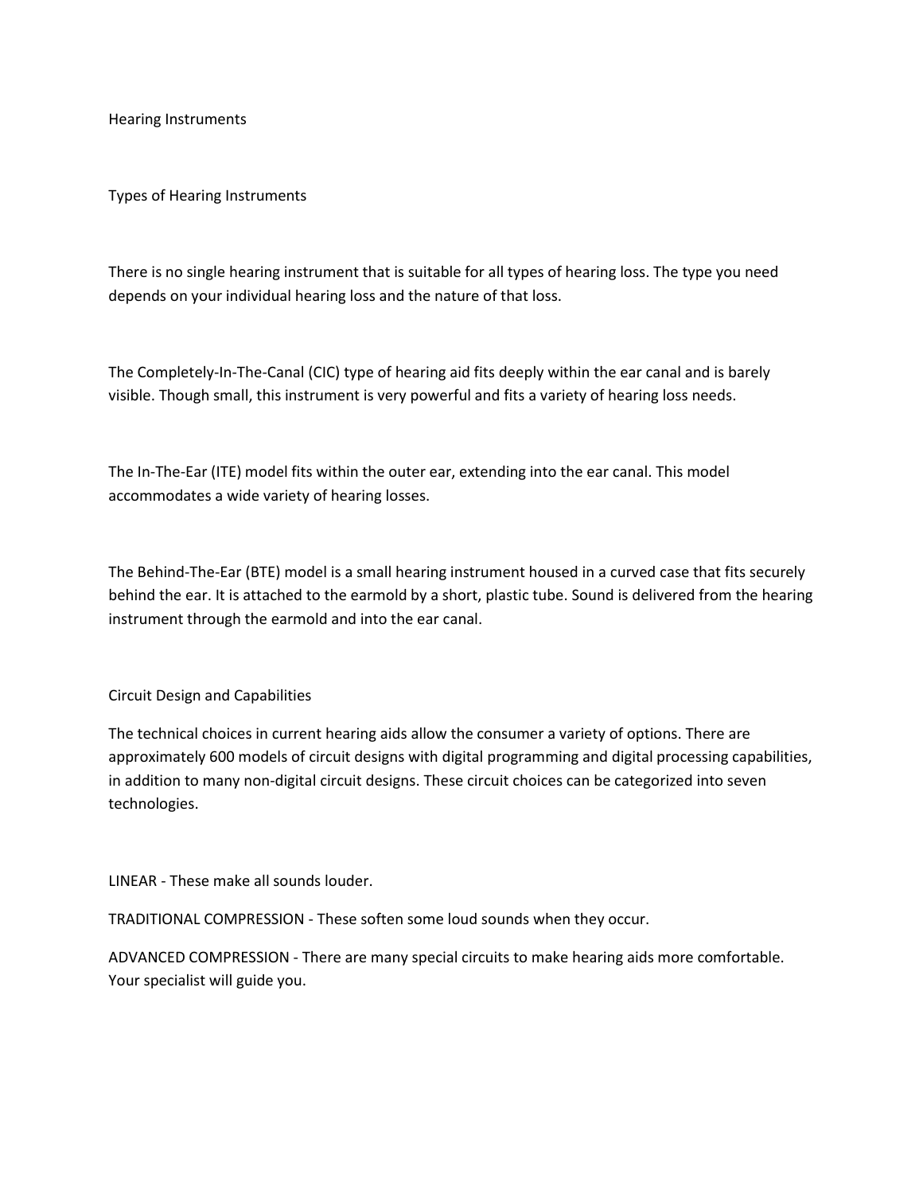# Hearing Instruments

## Types of Hearing Instruments

There is no single hearing instrument that is suitable for all types of hearing loss. The type you need depends on your individual hearing loss and the nature of that loss.

The Completely-In-The-Canal (CIC) type of hearing aid fits deeply within the ear canal and is barely visible. Though small, this instrument is very powerful and fits a variety of hearing loss needs.

The In-The-Ear (ITE) model fits within the outer ear, extending into the ear canal. This model accommodates a wide variety of hearing losses.

The Behind-The-Ear (BTE) model is a small hearing instrument housed in a curved case that fits securely behind the ear. It is attached to the earmold by a short, plastic tube. Sound is delivered from the hearing instrument through the earmold and into the ear canal.

## Circuit Design and Capabilities

The technical choices in current hearing aids allow the consumer a variety of options. There are approximately 600 models of circuit designs with digital programming and digital processing capabilities, in addition to many non-digital circuit designs. These circuit choices can be categorized into seven technologies.

LINEAR - These make all sounds louder.

TRADITIONAL COMPRESSION - These soften some loud sounds when they occur.

ADVANCED COMPRESSION - There are many special circuits to make hearing aids more comfortable. Your specialist will guide you.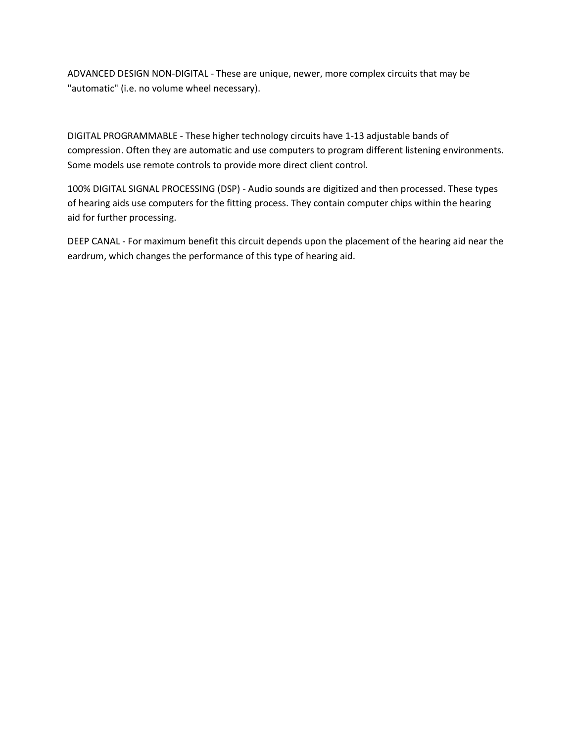ADVANCED DESIGN NON-DIGITAL - These are unique, newer, more complex circuits that may be "automatic" (i.e. no volume wheel necessary).

DIGITAL PROGRAMMABLE - These higher technology circuits have 1-13 adjustable bands of compression. Often they are automatic and use computers to program different listening environments. Some models use remote controls to provide more direct client control.

100% DIGITAL SIGNAL PROCESSING (DSP) - Audio sounds are digitized and then processed. These types of hearing aids use computers for the fitting process. They contain computer chips within the hearing aid for further processing.

DEEP CANAL - For maximum benefit this circuit depends upon the placement of the hearing aid near the eardrum, which changes the performance of this type of hearing aid.